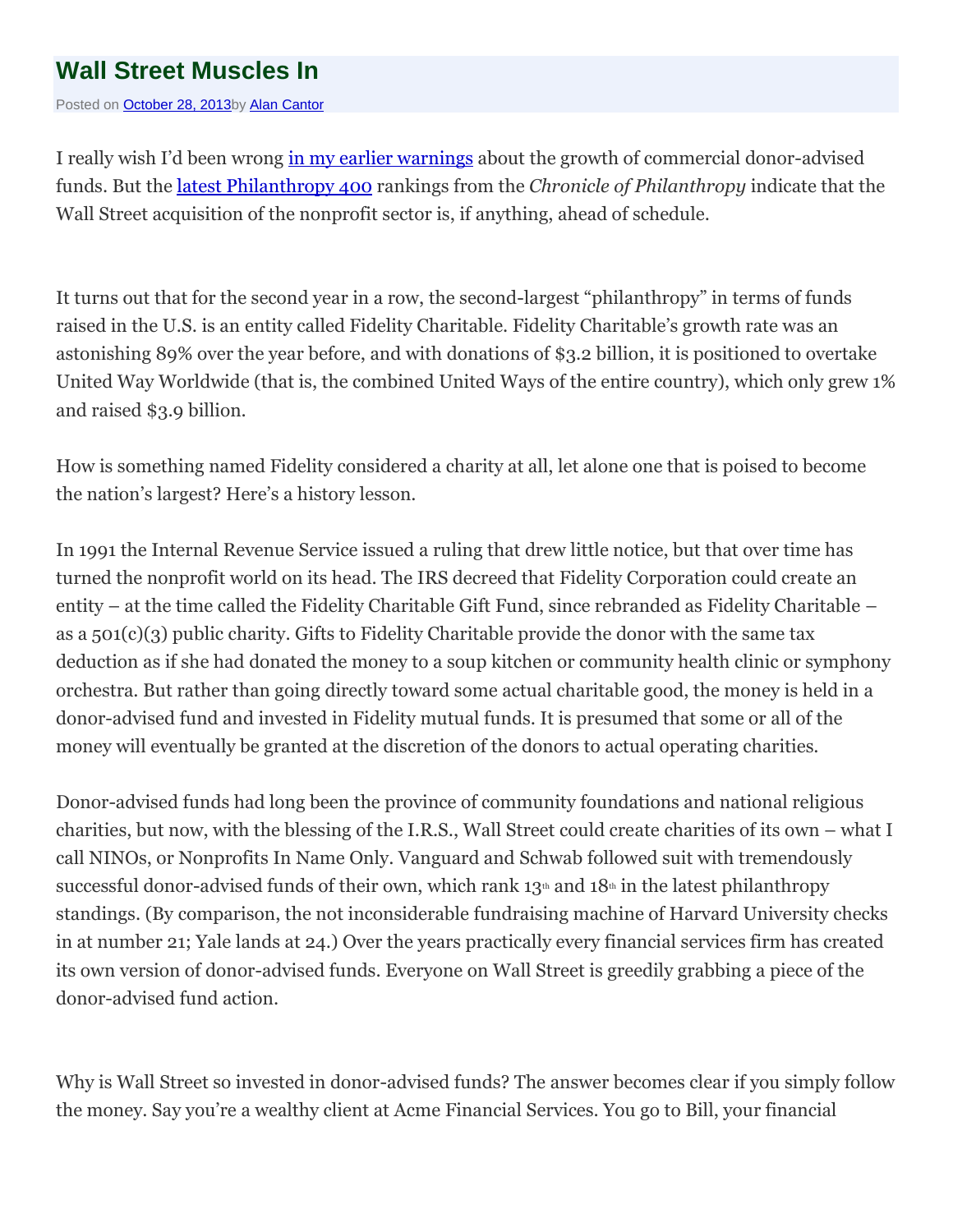# Wall Street Muscles In

Posted on October 28, 2013by Alan Cantor

I really wish I'd been wrong in my earlier warnings about the growth of commercial donor-advised funds. But the latest Philanthropy 400 rankings from the *Chronicle of Philanthropy* indicate that the Wall Street acquisition of the nonprofit sector is, if anything, ahead of schedule.

It turns out that for the second year in a row, the second-largest "philanthropy" in terms of funds raised in the U.S. is an entity called Fidelity Charitable. Fidelity Charitable's growth rate was an astonishing 89% over the year before, and with donations of $3.2 billion, it is positioned to overtake United Way Worldwide (that is, the combined United Ways of the entire country), which only grew 1% and raised $3.9 billion.

How is something named Fidelity considered a charity at all, let alone one that is poised to become the nation's largest? Here's a history lesson.

In 1991 the Internal Revenue Service issued a ruling that drew little notice, but that over time has turned the nonprofit world on its head. The IRS decreed that Fidelity Corporation could create an entity – at the time called the Fidelity Charitable Gift Fund, since rebranded as Fidelity Charitable – as a 501(c)(3) public charity. Gifts to Fidelity Charitable provide the donor with the same tax deduction as if she had donated the money to a soup kitchen or community health clinic or symphony orchestra. But rather than going directly toward some actual charitable good, the money is held in a donor-advised fund and invested in Fidelity mutual funds. It is presumed that some or all of the money will eventually be granted at the discretion of the donors to actual operating charities.

Donor-advised funds had long been the province of community foundations and national religious charities, but now, with the blessing of the I.R.S., Wall Street could create charities of its own – what I call NINOs, or Nonprofits In Name Only. Vanguard and Schwab followed suit with tremendously successful donor-advised funds of their own, which rank 13th and 18th in the latest philanthropy standings. (By comparison, the not inconsiderable fundraising machine of Harvard University checks in at number 21; Yale lands at 24.) Over the years practically every financial services firm has created its own version of donor-advised funds. Everyone on Wall Street is greedily grabbing a piece of the donor-advised fund action.

Why is Wall Street so invested in donor-advised funds? The answer becomes clear if you simply follow the money. Say you're a wealthy client at Acme Financial Services. You go to Bill, your financial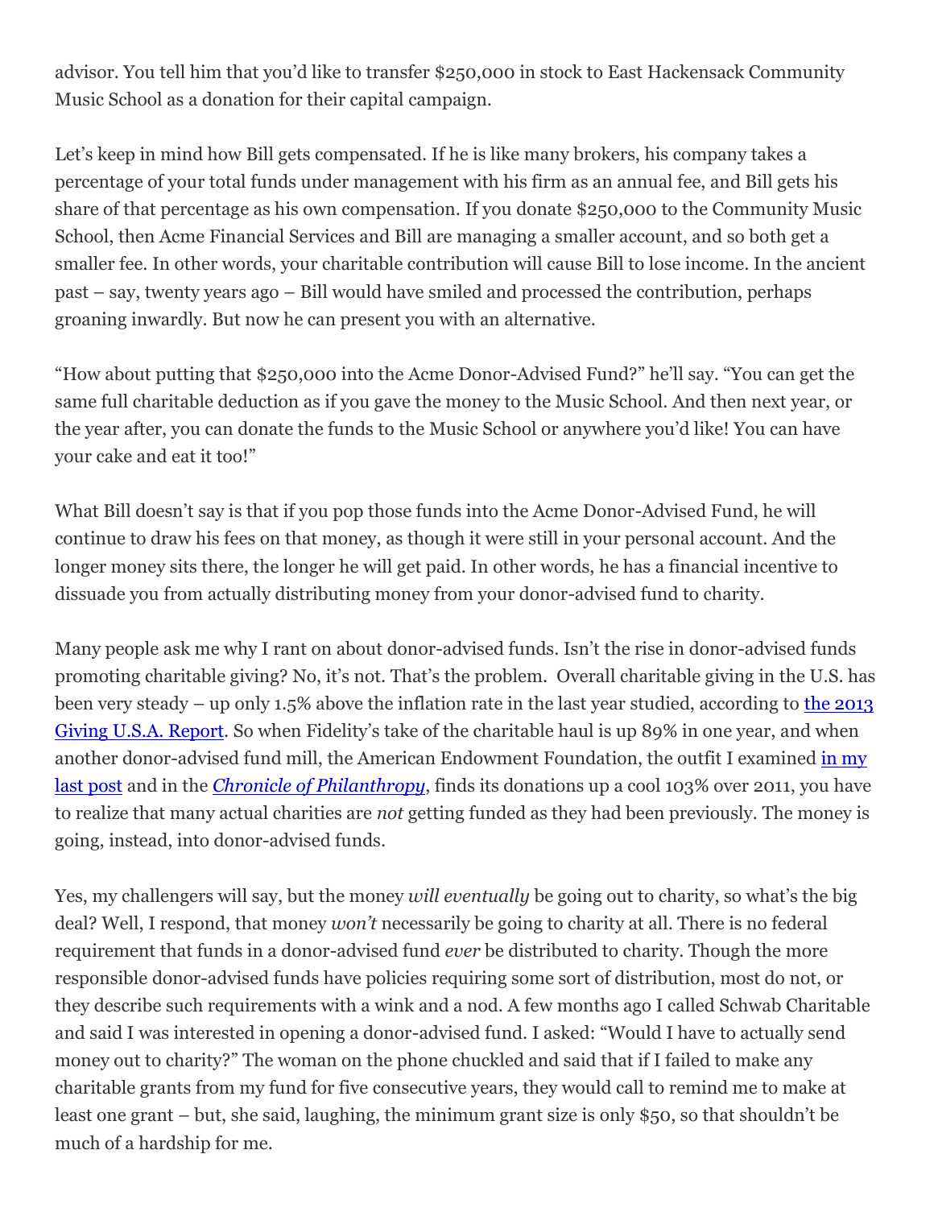advisor. You tell him that you'd like to transfer $250,000 in stock to East Hackensack Community Music School as a donation for their capital campaign.

Let's keep in mind how Bill gets compensated. If he is like many brokers, his company takes a percentage of your total funds under management with his firm as an annual fee, and Bill gets his share of that percentage as his own compensation. If you donate $250,000 to the Community Music School, then Acme Financial Services and Bill are managing a smaller account, and so both get a smaller fee. In other words, your charitable contribution will cause Bill to lose income. In the ancient past – say, twenty years ago – Bill would have smiled and processed the contribution, perhaps groaning inwardly. But now he can present you with an alternative.

"How about putting that $250,000 into the Acme Donor-Advised Fund?" he'll say. "You can get the same full charitable deduction as if you gave the money to the Music School. And then next year, or the year after, you can donate the funds to the Music School or anywhere you'd like! You can have your cake and eat it too!"

What Bill doesn't say is that if you pop those funds into the Acme Donor-Advised Fund, he will continue to draw his fees on that money, as though it were still in your personal account. And the longer money sits there, the longer he will get paid. In other words, he has a financial incentive to dissuade you from actually distributing money from your donor-advised fund to charity.

Many people ask me why I rant on about donor-advised funds. Isn't the rise in donor-advised funds promoting charitable giving? No, it's not. That's the problem. Overall charitable giving in the U.S. has been very steady – up only 1.5% above the inflation rate in the last year studied, according to [the 2013 Giving U.S.A. Report](). So when Fidelity's take of the charitable haul is up 89% in one year, and when another donor-advised fund mill, the American Endowment Foundation, the outfit I examined [in my last post]() and in the [*Chronicle of Philanthropy*](), finds its donations up a cool 103% over 2011, you have to realize that many actual charities are *not* getting funded as they had been previously. The money is going, instead, into donor-advised funds.

Yes, my challengers will say, but the money *will eventually* be going out to charity, so what's the big deal? Well, I respond, that money *won't* necessarily be going to charity at all. There is no federal requirement that funds in a donor-advised fund *ever* be distributed to charity. Though the more responsible donor-advised funds have policies requiring some sort of distribution, most do not, or they describe such requirements with a wink and a nod. A few months ago I called Schwab Charitable and said I was interested in opening a donor-advised fund. I asked: "Would I have to actually send money out to charity?" The woman on the phone chuckled and said that if I failed to make any charitable grants from my fund for five consecutive years, they would call to remind me to make at least one grant – but, she said, laughing, the minimum grant size is only $50, so that shouldn't be much of a hardship for me.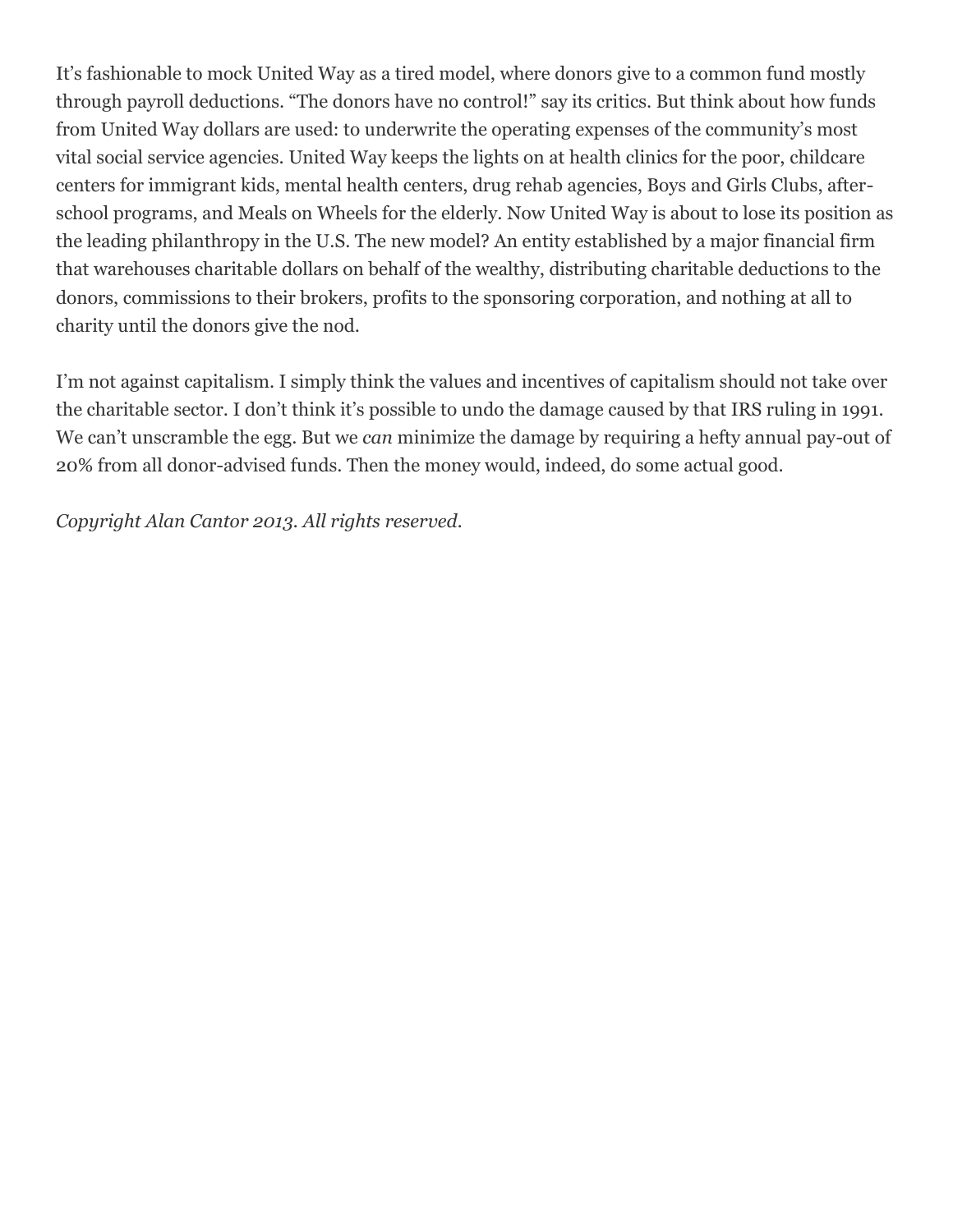It’s fashionable to mock United Way as a tired model, where donors give to a common fund mostly through payroll deductions. “The donors have no control!” say its critics. But think about how funds from United Way dollars are used: to underwrite the operating expenses of the community’s most vital social service agencies. United Way keeps the lights on at health clinics for the poor, childcare centers for immigrant kids, mental health centers, drug rehab agencies, Boys and Girls Clubs, after-school programs, and Meals on Wheels for the elderly. Now United Way is about to lose its position as the leading philanthropy in the U.S. The new model? An entity established by a major financial firm that warehouses charitable dollars on behalf of the wealthy, distributing charitable deductions to the donors, commissions to their brokers, profits to the sponsoring corporation, and nothing at all to charity until the donors give the nod.

I’m not against capitalism. I simply think the values and incentives of capitalism should not take over the charitable sector. I don’t think it’s possible to undo the damage caused by that IRS ruling in 1991. We can’t unscramble the egg. But we *can* minimize the damage by requiring a hefty annual pay-out of 20% from all donor-advised funds. Then the money would, indeed, do some actual good.

*Copyright Alan Cantor 2013. All rights reserved.*